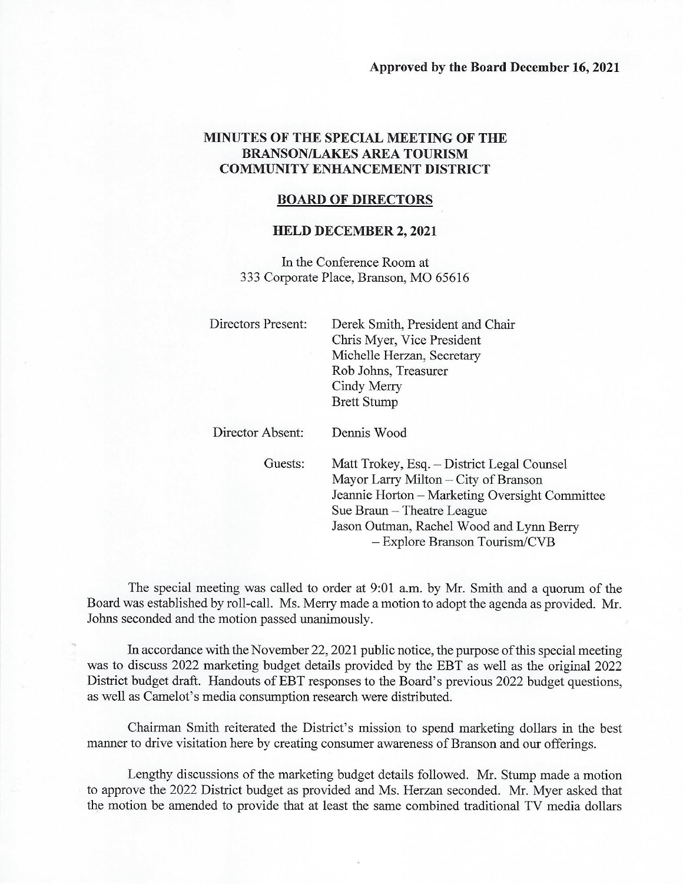**Approved by the Board December 16, 2021**

# MINUTES OF THE SPECIAL MEETING OF THE BRANSON/LAKES AREA TOURISM COMMUNITY ENHANCEMENT DISTRICT

## BOARD OF DIRECTORS

## HELD DECEMBER 2, 2021

In the Conference Room at
333 Corporate Place, Branson, MO 65616

Directors Present:
Derek Smith, President and Chair
Chris Myer, Vice President
Michelle Herzan, Secretary
Rob Johns, Treasurer
Cindy Merry
Brett Stump

Director Absent:
Dennis Wood

Guests:
Matt Trokey, Esq. – District Legal Counsel
Mayor Larry Milton – City of Branson
Jeannie Horton – Marketing Oversight Committee
Sue Braun – Theatre League
Jason Outman, Rachel Wood and Lynn Berry – Explore Branson Tourism/CVB

The special meeting was called to order at 9:01 a.m. by Mr. Smith and a quorum of the Board was established by roll-call. Ms. Merry made a motion to adopt the agenda as provided. Mr. Johns seconded and the motion passed unanimously.

In accordance with the November 22, 2021 public notice, the purpose of this special meeting was to discuss 2022 marketing budget details provided by the EBT as well as the original 2022 District budget draft. Handouts of EBT responses to the Board's previous 2022 budget questions, as well as Camelot's media consumption research were distributed.

Chairman Smith reiterated the District's mission to spend marketing dollars in the best manner to drive visitation here by creating consumer awareness of Branson and our offerings.

Lengthy discussions of the marketing budget details followed. Mr. Stump made a motion to approve the 2022 District budget as provided and Ms. Herzan seconded. Mr. Myer asked that the motion be amended to provide that at least the same combined traditional TV media dollars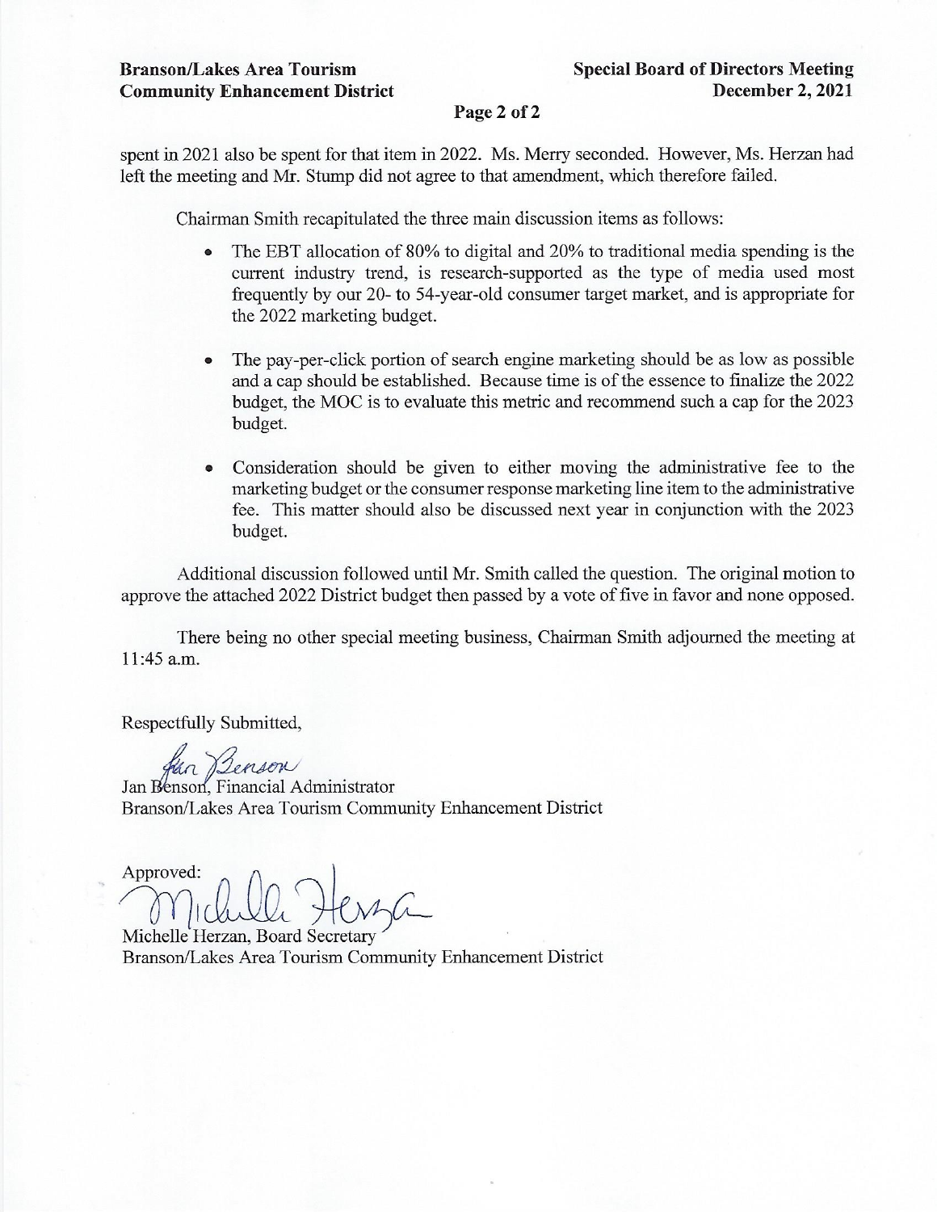spent in 2021 also be spent for that item in 2022. Ms. Merry seconded. However, Ms. Herzan had left the meeting and Mr. Stump did not agree to that amendment, which therefore failed.

Chairman Smith recapitulated the three main discussion items as follows:

- The EBT allocation of 80% to digital and 20% to traditional media spending is the current industry trend, is research-supported as the type of media used most frequently by our 20- to 54-year-old consumer target market, and is appropriate for the 2022 marketing budget.

- The pay-per-click portion of search engine marketing should be as low as possible and a cap should be established. Because time is of the essence to finalize the 2022 budget, the MOC is to evaluate this metric and recommend such a cap for the 2023 budget.

- Consideration should be given to either moving the administrative fee to the marketing budget or the consumer response marketing line item to the administrative fee. This matter should also be discussed next year in conjunction with the 2023 budget.

Additional discussion followed until Mr. Smith called the question. The original motion to approve the attached 2022 District budget then passed by a vote of five in favor and none opposed.

There being no other special meeting business, Chairman Smith adjourned the meeting at 11:45 a.m.

Respectfully Submitted,

Jan Benson

Jan Benson, Financial Administrator
Branson/Lakes Area Tourism Community Enhancement District

Approved:

Michelle Herzan

Michelle Herzan, Board Secretary
Branson/Lakes Area Tourism Community Enhancement District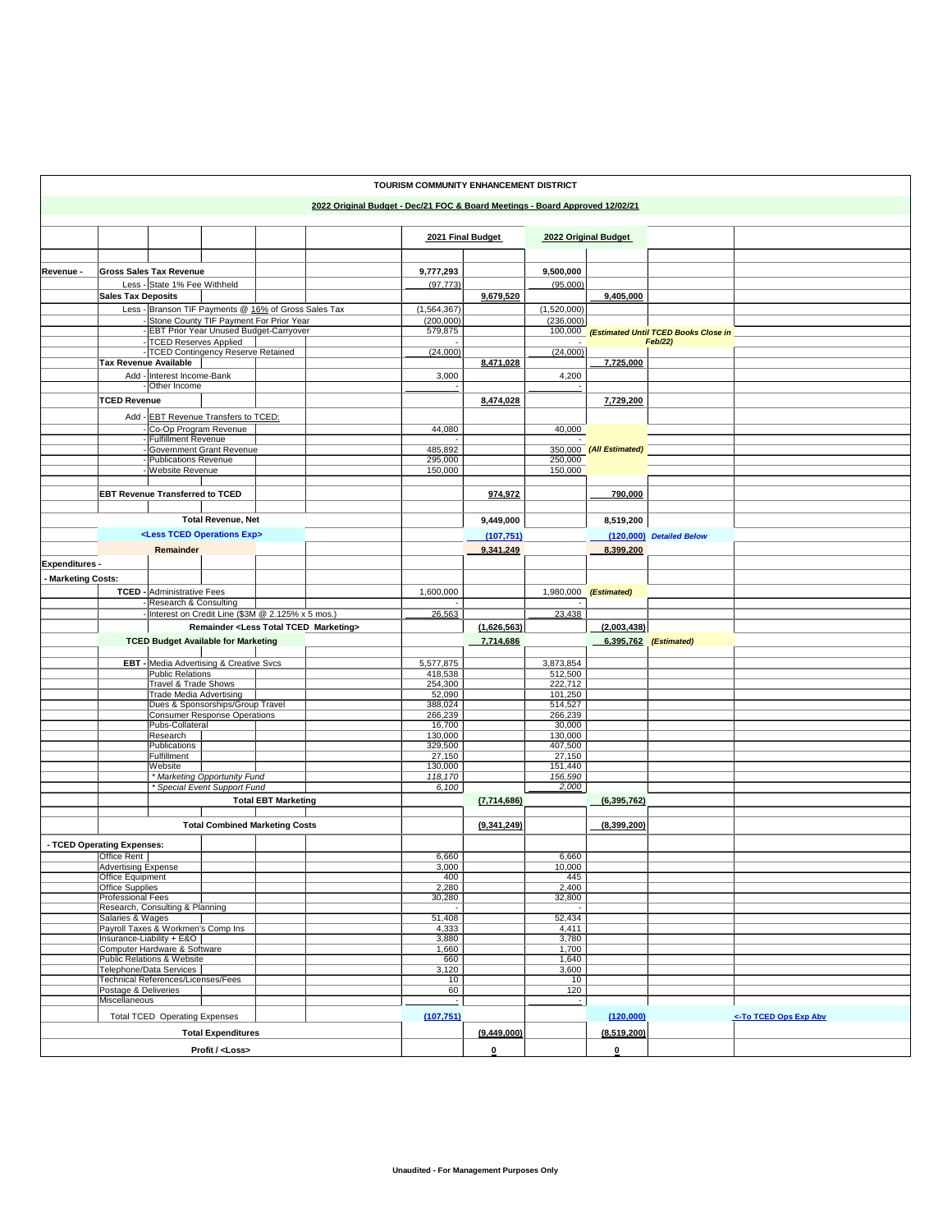# TOURISM COMMUNITY ENHANCEMENT DISTRICT

## 2022 Original Budget - Dec/21 FOC & Board Meetings - Board Approved 12/02/21

| | 2021 Final Budget | | 2022 Original Budget | | |
|---|---|---|---|---|---|
| **Revenue -** **Gross Sales Tax Revenue** | **9,777,293** | | **9,500,000** | | |
| Less - State 1% Fee Withheld | (97,773) | | (95,000) | | |
| **Sales Tax Deposits** | | **9,679,520** | | **9,405,000** | |
| Less - Branson TIF Payments @ 16% of Gross Sales Tax | (1,564,367) | | (1,520,000) | | |
| - Stone County TIF Payment For Prior Year | (200,000) | | (236,000) | | |
| - EBT Prior Year Unused Budget-Carryover | 579,875 | | 100,000 | *(Estimated Until TCED Books Close in Feb/22)* | |
| - TCED Reserves Applied | - | | - | | |
| - TCED Contingency Reserve Retained | (24,000) | | (24,000) | | |
| **Tax Revenue Available** | | **8,471,028** | | **7,725,000** | |
| Add - Interest Income-Bank | 3,000 | | 4,200 | | |
| - Other Income | - | | - | | |
| **TCED Revenue** | | **8,474,028** | | **7,729,200** | |
| Add - EBT Revenue Transfers to TCED: | | | | | |
| - Co-Op Program Revenue | 44,080 | | 40,000 | | |
| - Fulfillment Revenue | - | | - | | |
| - Government Grant Revenue | 485,892 | | 350,000 | *(All Estimated)* | |
| - Publications Revenue | 295,000 | | 250,000 | | |
| - Website Revenue | 150,000 | | 150,000 | | |
| **EBT Revenue Transferred to TCED** | | **974,972** | | **790,000** | |
| **Total Revenue, Net** | | **9,449,000** | | **8,519,200** | |
| **<Less TCED Operations Exp>** | | **(107,751)** | | **(120,000)** | ***Detailed Below*** |
| **Remainder** | | **9,341,249** | | **8,399,200** | |
| **Expenditures -** | | | | | |
| **- Marketing Costs:** | | | | | |
| **TCED -** Administrative Fees | 1,600,000 | | 1,980,000 | *(Estimated)* | |
| - Research & Consulting | - | | - | | |
| - Interest on Credit Line ($3M @ 2.125% x 5 mos.) | 26,563 | | 23,438 | | |
| **Remainder <Less Total TCED Marketing>** | | **(1,626,563)** | | **(2,003,438)** | |
| **TCED Budget Available for Marketing** | | **7,714,686** | | **6,395,762** | ***(Estimated)*** |
| **EBT -** Media Advertising & Creative Svcs | 5,577,875 | | 3,873,854 | | |
| Public Relations | 418,538 | | 512,500 | | |
| Travel & Trade Shows | 254,300 | | 222,712 | | |
| Trade Media Advertising | 52,090 | | 101,250 | | |
| Dues & Sponsorships/Group Travel | 388,024 | | 514,527 | | |
| Consumer Response Operations | 266,239 | | 266,239 | | |
| Pubs-Collateral | 16,700 | | 30,000 | | |
| Research | 130,000 | | 130,000 | | |
| Publications | 329,500 | | 407,500 | | |
| Fulfillment | 27,150 | | 27,150 | | |
| Website | 130,000 | | 151,440 | | |
| *\* Marketing Opportunity Fund* | *118,170* | | *156,590* | | |
| *\* Special Event Support Fund* | *6,100* | | *2,000* | | |
| **Total EBT Marketing** | | **(7,714,686)** | | **(6,395,762)** | |
| **Total Combined Marketing Costs** | | **(9,341,249)** | | **(8,399,200)** | |
| **- TCED Operating Expenses:** | | | | | |
| Office Rent | 6,660 | | 6,660 | | |
| Advertising Expense | 3,000 | | 10,000 | | |
| Office Equipment | 400 | | 445 | | |
| Office Supplies | 2,280 | | 2,400 | | |
| Professional Fees | 30,280 | | 32,800 | | |
| Research, Consulting & Planning | - | | - | | |
| Salaries & Wages | 51,408 | | 52,434 | | |
| Payroll Taxes & Workmen's Comp Ins | 4,333 | | 4,411 | | |
| Insurance-Liability + E&O | 3,880 | | 3,780 | | |
| Computer Hardware & Software | 1,660 | | 1,700 | | |
| Public Relations & Website | 660 | | 1,640 | | |
| Telephone/Data Services | 3,120 | | 3,600 | | |
| Technical References/Licenses/Fees | 10 | | 10 | | |
| Postage & Deliveries | 60 | | 120 | | |
| Miscellaneous | - | | - | | |
| Total TCED Operating Expenses | **(107,751)** | | | **(120,000)** | **<-To TCED Ops Exp Abv** |
| **Total Expenditures** | | **(9,449,000)** | | **(8,519,200)** | |
| **Profit / <Loss>** | | **0** | | **0** | |

**Unaudited - For Management Purposes Only**